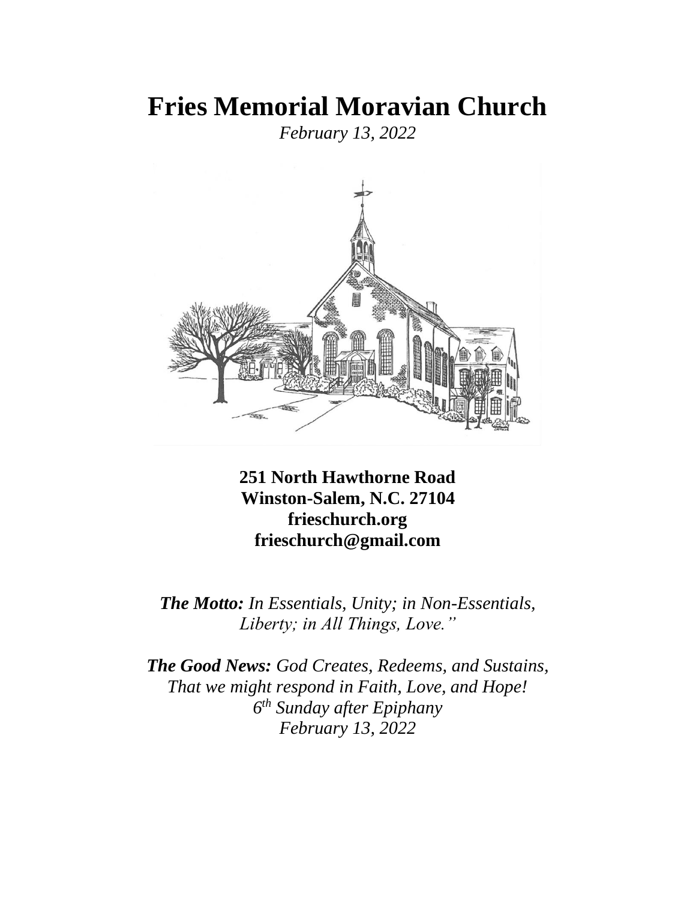# Fries Memorial Moravian Church

*February 13, 2022*

**251 North Hawthorne Road**
**Winston-Salem, N.C. 27104**
**frieschurch.org**
**frieschurch@gmail.com**

***The Motto:*** *In Essentials, Unity; in Non-Essentials, Liberty; in All Things, Love."*

***The Good News:*** *God Creates, Redeems, and Sustains, That we might respond in Faith, Love, and Hope!*
*6th Sunday after Epiphany*
*February 13, 2022*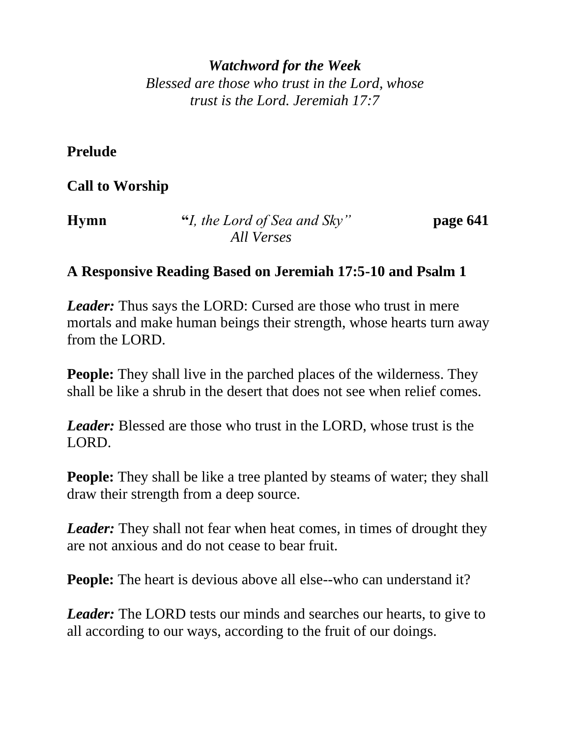***Watchword for the Week***
*Blessed are those who trust in the Lord, whose trust is the Lord. Jeremiah 17:7*

**Prelude**

**Call to Worship**

**Hymn** **"***I, the Lord of Sea and Sky"* **page 641**
*All Verses*

**A Responsive Reading Based on Jeremiah 17:5-10 and Psalm 1**

***Leader:*** Thus says the LORD: Cursed are those who trust in mere mortals and make human beings their strength, whose hearts turn away from the LORD.

**People:** They shall live in the parched places of the wilderness. They shall be like a shrub in the desert that does not see when relief comes.

***Leader:*** Blessed are those who trust in the LORD, whose trust is the LORD.

**People:** They shall be like a tree planted by steams of water; they shall draw their strength from a deep source.

***Leader:*** They shall not fear when heat comes, in times of drought they are not anxious and do not cease to bear fruit.

**People:** The heart is devious above all else--who can understand it?

***Leader:*** The LORD tests our minds and searches our hearts, to give to all according to our ways, according to the fruit of our doings.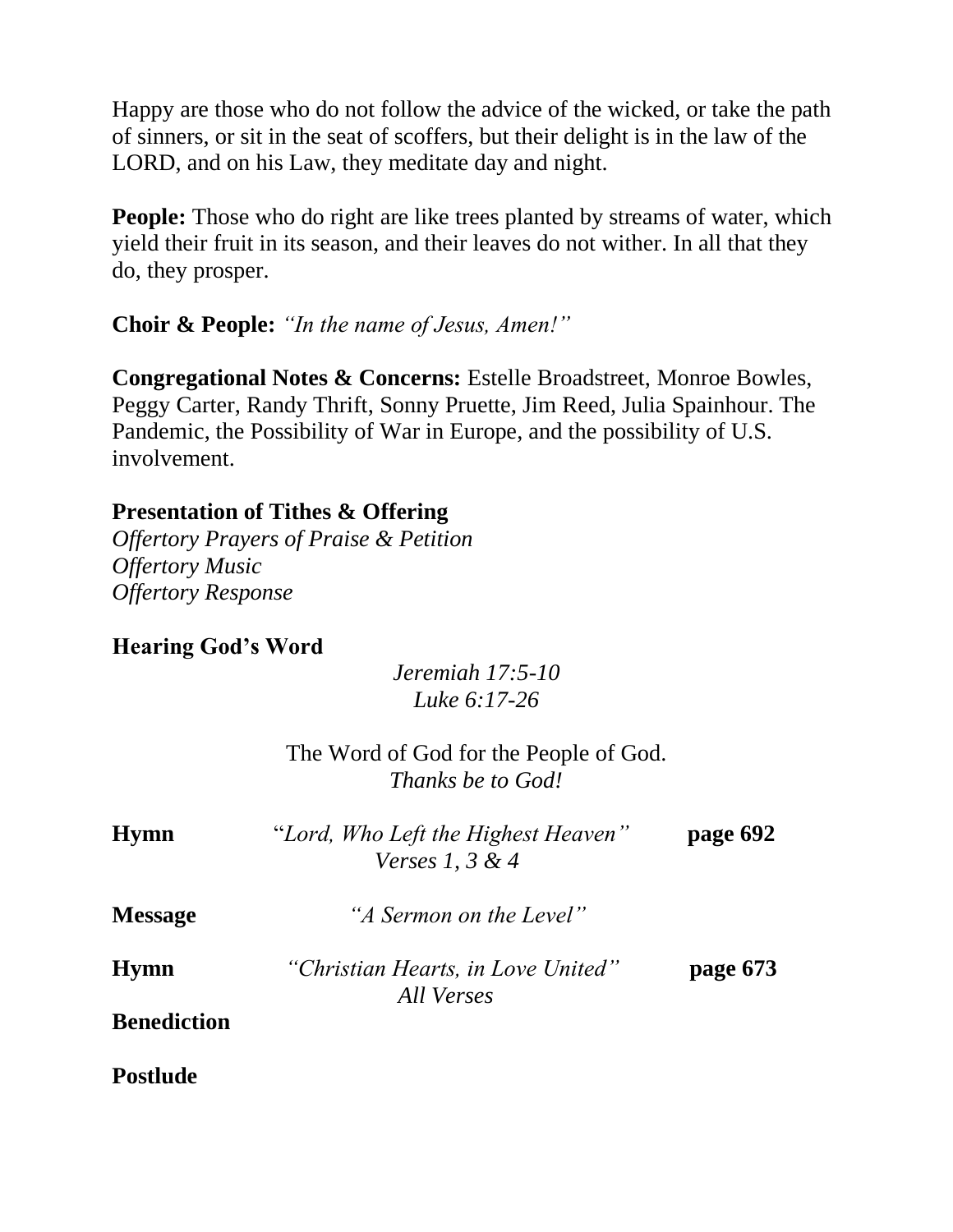Happy are those who do not follow the advice of the wicked, or take the path of sinners, or sit in the seat of scoffers, but their delight is in the law of the LORD, and on his Law, they meditate day and night.

**People:** Those who do right are like trees planted by streams of water, which yield their fruit in its season, and their leaves do not wither. In all that they do, they prosper.

**Choir & People:** *"In the name of Jesus, Amen!"*

**Congregational Notes & Concerns:** Estelle Broadstreet, Monroe Bowles, Peggy Carter, Randy Thrift, Sonny Pruette, Jim Reed, Julia Spainhour. The Pandemic, the Possibility of War in Europe, and the possibility of U.S. involvement.

**Presentation of Tithes & Offering**
*Offertory Prayers of Praise & Petition*
*Offertory Music*
*Offertory Response*

**Hearing God's Word**

*Jeremiah 17:5-10*
*Luke 6:17-26*

The Word of God for the People of God.
*Thanks be to God!*

**Hymn** "*Lord, Who Left the Highest Heaven"* **page 692**
*Verses 1, 3 & 4*

**Message** *"A Sermon on the Level"*

**Hymn** *"Christian Hearts, in Love United"* **page 673**
*All Verses*

**Benediction**

**Postlude**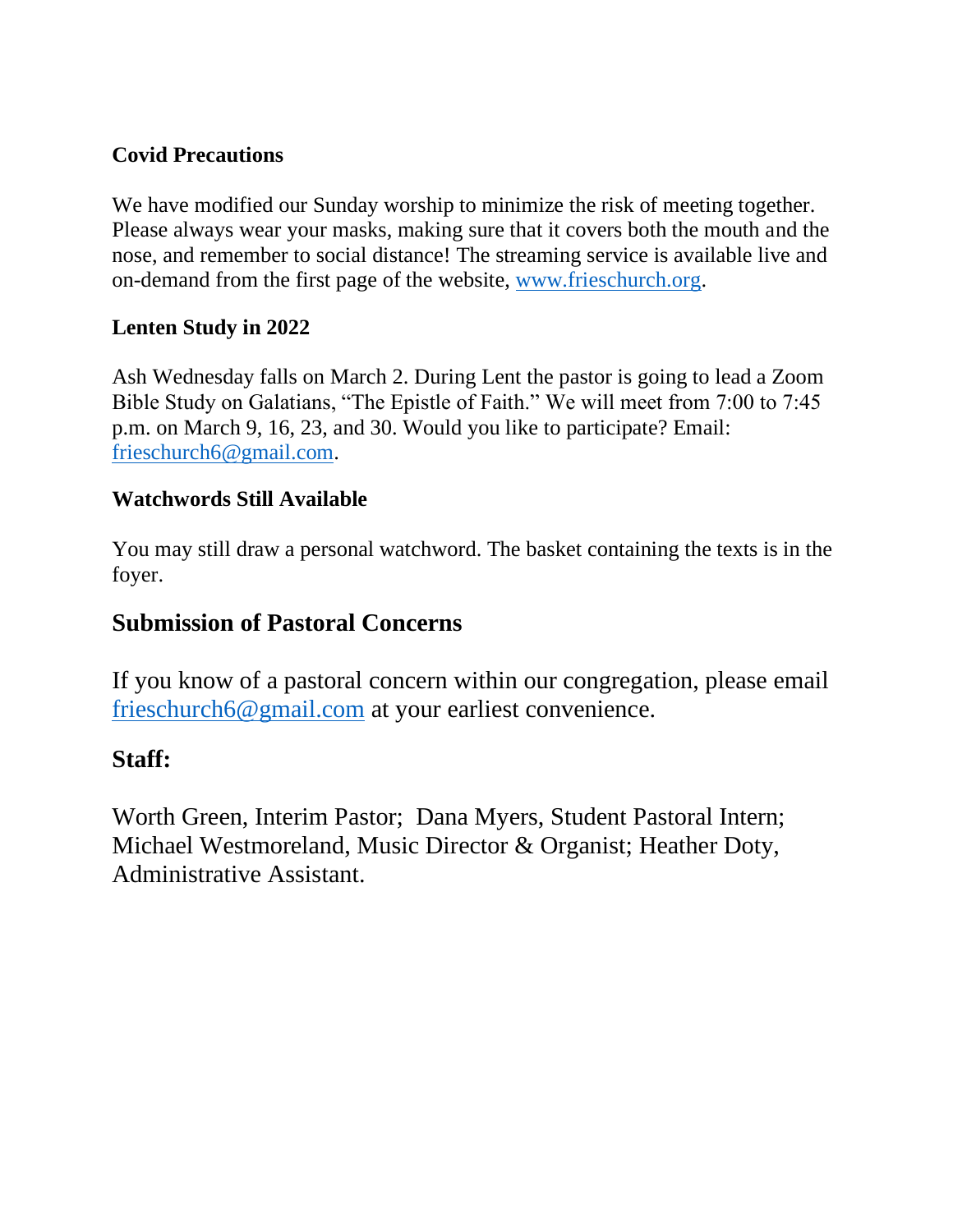**Covid Precautions**

We have modified our Sunday worship to minimize the risk of meeting together. Please always wear your masks, making sure that it covers both the mouth and the nose, and remember to social distance! The streaming service is available live and on-demand from the first page of the website, www.frieschurch.org.

**Lenten Study in 2022**

Ash Wednesday falls on March 2. During Lent the pastor is going to lead a Zoom Bible Study on Galatians, "The Epistle of Faith." We will meet from 7:00 to 7:45 p.m. on March 9, 16, 23, and 30. Would you like to participate? Email: frieschurch6@gmail.com.

**Watchwords Still Available**

You may still draw a personal watchword. The basket containing the texts is in the foyer.

## Submission of Pastoral Concerns

If you know of a pastoral concern within our congregation, please email frieschurch6@gmail.com at your earliest convenience.

## Staff:

Worth Green, Interim Pastor; Dana Myers, Student Pastoral Intern; Michael Westmoreland, Music Director & Organist; Heather Doty, Administrative Assistant.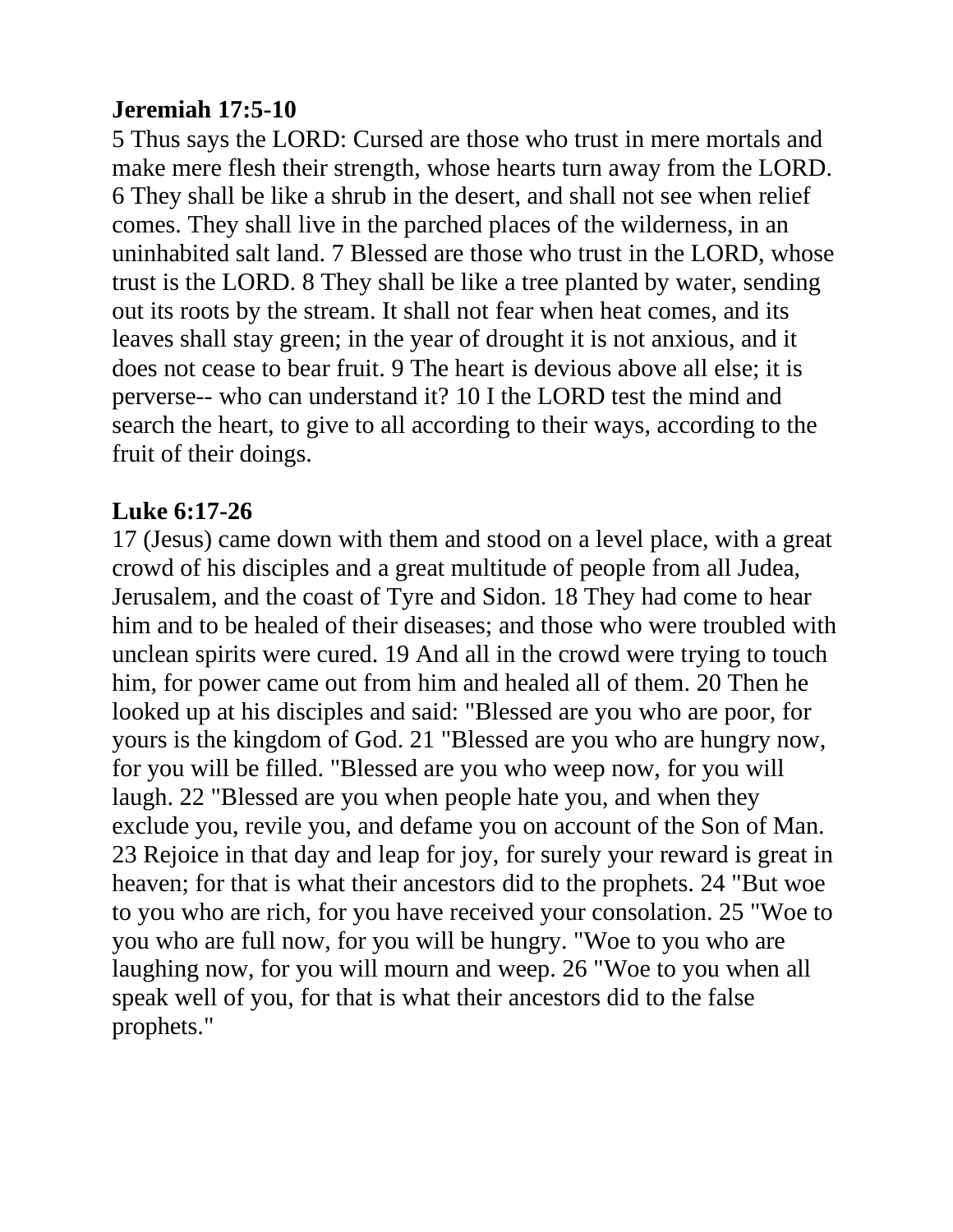**Jeremiah 17:5-10**

5 Thus says the LORD: Cursed are those who trust in mere mortals and make mere flesh their strength, whose hearts turn away from the LORD. 6 They shall be like a shrub in the desert, and shall not see when relief comes. They shall live in the parched places of the wilderness, in an uninhabited salt land. 7 Blessed are those who trust in the LORD, whose trust is the LORD. 8 They shall be like a tree planted by water, sending out its roots by the stream. It shall not fear when heat comes, and its leaves shall stay green; in the year of drought it is not anxious, and it does not cease to bear fruit. 9 The heart is devious above all else; it is perverse-- who can understand it? 10 I the LORD test the mind and search the heart, to give to all according to their ways, according to the fruit of their doings.

**Luke 6:17-26**

17 (Jesus) came down with them and stood on a level place, with a great crowd of his disciples and a great multitude of people from all Judea, Jerusalem, and the coast of Tyre and Sidon. 18 They had come to hear him and to be healed of their diseases; and those who were troubled with unclean spirits were cured. 19 And all in the crowd were trying to touch him, for power came out from him and healed all of them. 20 Then he looked up at his disciples and said: "Blessed are you who are poor, for yours is the kingdom of God. 21 "Blessed are you who are hungry now, for you will be filled. "Blessed are you who weep now, for you will laugh. 22 "Blessed are you when people hate you, and when they exclude you, revile you, and defame you on account of the Son of Man. 23 Rejoice in that day and leap for joy, for surely your reward is great in heaven; for that is what their ancestors did to the prophets. 24 "But woe to you who are rich, for you have received your consolation. 25 "Woe to you who are full now, for you will be hungry. "Woe to you who are laughing now, for you will mourn and weep. 26 "Woe to you when all speak well of you, for that is what their ancestors did to the false prophets."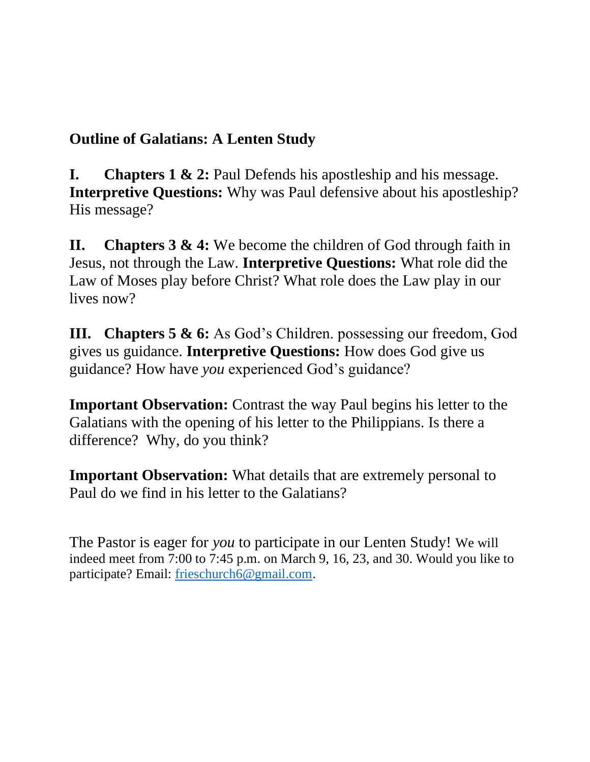**Outline of Galatians: A Lenten Study**

**I. Chapters 1 & 2:** Paul Defends his apostleship and his message. **Interpretive Questions:** Why was Paul defensive about his apostleship? His message?

**II. Chapters 3 & 4:** We become the children of God through faith in Jesus, not through the Law. **Interpretive Questions:** What role did the Law of Moses play before Christ? What role does the Law play in our lives now?

**III. Chapters 5 & 6:** As God's Children. possessing our freedom, God gives us guidance. **Interpretive Questions:** How does God give us guidance? How have *you* experienced God's guidance?

**Important Observation:** Contrast the way Paul begins his letter to the Galatians with the opening of his letter to the Philippians. Is there a difference? Why, do you think?

**Important Observation:** What details that are extremely personal to Paul do we find in his letter to the Galatians?

The Pastor is eager for *you* to participate in our Lenten Study! We will indeed meet from 7:00 to 7:45 p.m. on March 9, 16, 23, and 30. Would you like to participate? Email: [frieschurch6@gmail.com](mailto:frieschurch6@gmail.com).